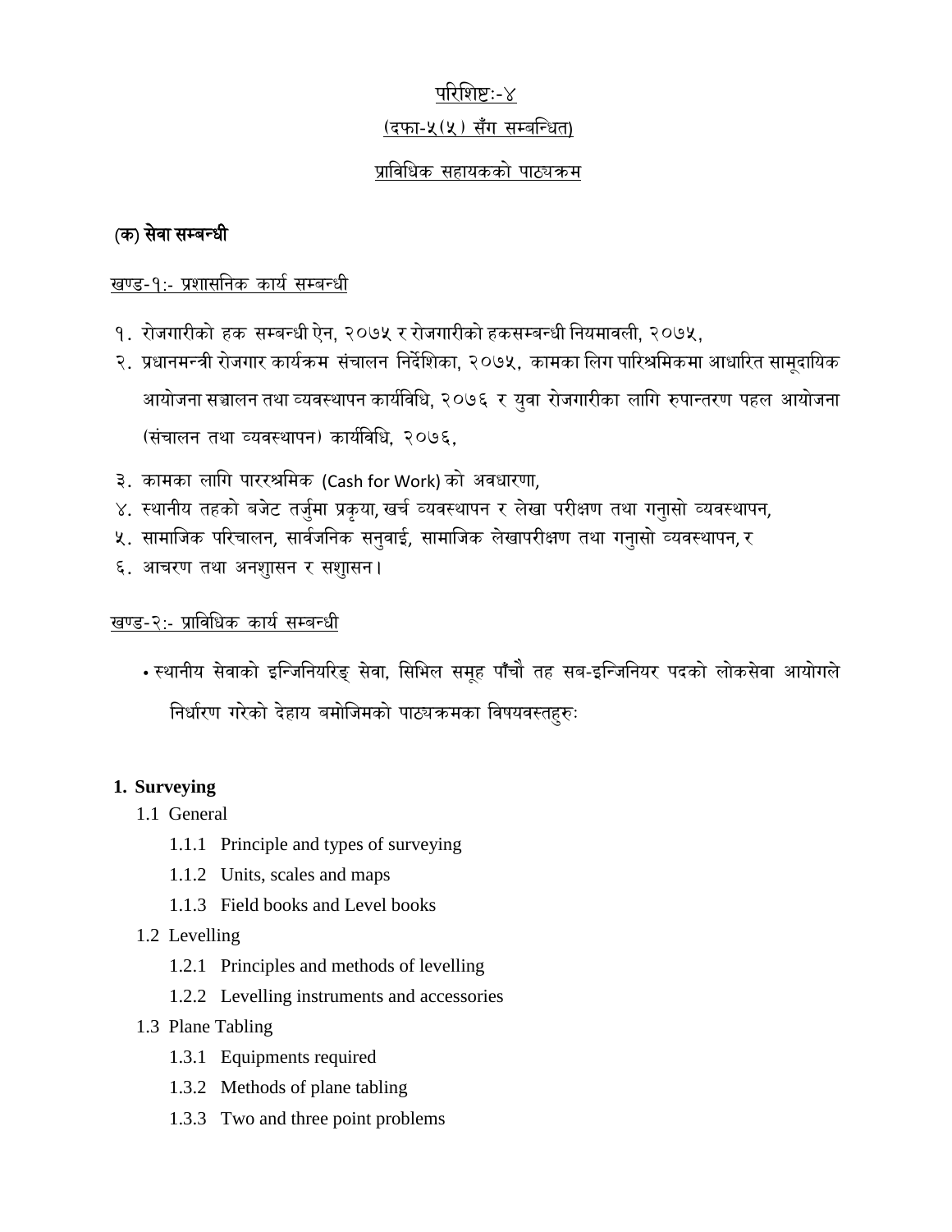<u>परिशिष्टः-४</u>

<u>(दफा-५(५) सँग सम्बन्धित)</u>

<u>प्राविधिक सहायकको पाठ्यक्रम</u>

## (क) सेवा सम्बन्धी

<u>खण्ड-१:- प्रशासनिक कार्य सम्बन्धी</u>

१. रोजगारीको हक सम्बन्धी ऐन, २०७५ र रोजगारीको हकसम्बन्धी नियमावली, २०७५,

२. प्रधानमन्त्री रोजगार कार्यक्रम संचालन निर्देशिका, २०७५, कामका लिग पारिश्रमिकमा आधारित सामूदायिक आयोजना सञ्चालन तथा व्यवस्थापन कार्यविधि, २०७६ र युवा रोजगारीका लागि रुपान्तरण पहल आयोजना (संचालन तथा व्यवस्थापन) कार्यविधि, २०७६,

३. कामका लागि पाररश्रमिक (Cash for Work) को अवधारणा,

४. स्थानीय तहको बजेट तर्जुमा प्रकृया, खर्च व्यवस्थापन र लेखा परीक्षण तथा गनुासो व्यवस्थापन,

५. सामाजिक परिचालन, सार्वजनिक सनुवाई, सामाजिक लेखापरीक्षण तथा गनुासो व्यवस्थापन, र

६. आचरण तथा अनशुासन र सशुासन।

<u>खण्ड-२:- प्राविधिक कार्य सम्बन्धी</u>

- स्थानीय सेवाको इन्जिनियरिङ् सेवा, सिभिल समूह पाँचौ तह सब-इन्जिनियर पदको लोकसेवा आयोगले निर्धारण गरेको देहाय बमोजिमको पाठ्यक्रमका विषयवस्तहुरुः

**1. Surveying**

1.1 General

1.1.1 Principle and types of surveying

1.1.2 Units, scales and maps

1.1.3 Field books and Level books

1.2 Levelling

1.2.1 Principles and methods of levelling

1.2.2 Levelling instruments and accessories

1.3 Plane Tabling

1.3.1 Equipments required

1.3.2 Methods of plane tabling

1.3.3 Two and three point problems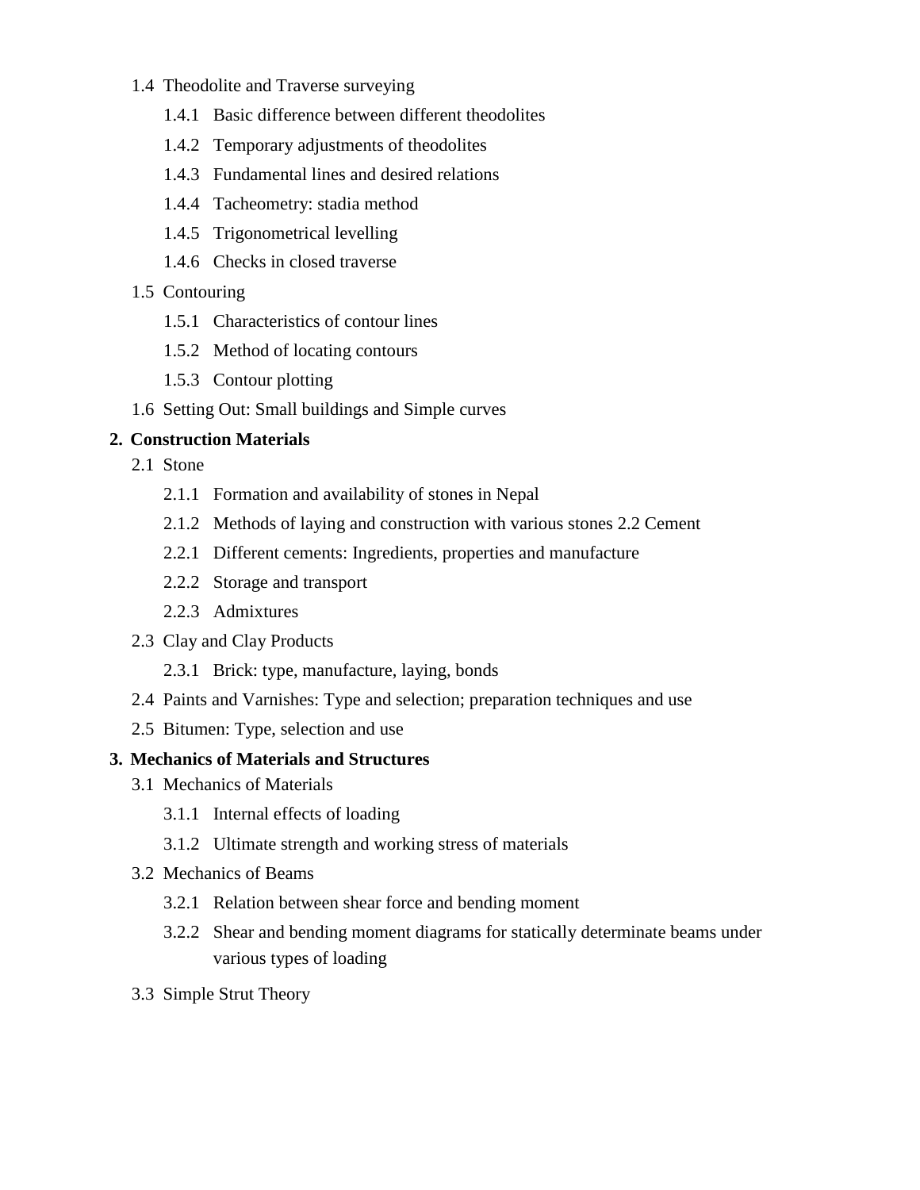- 1.4 Theodolite and Traverse surveying
  - 1.4.1 Basic difference between different theodolites
  - 1.4.2 Temporary adjustments of theodolites
  - 1.4.3 Fundamental lines and desired relations
  - 1.4.4 Tacheometry: stadia method
  - 1.4.5 Trigonometrical levelling
  - 1.4.6 Checks in closed traverse
- 1.5 Contouring
  - 1.5.1 Characteristics of contour lines
  - 1.5.2 Method of locating contours
  - 1.5.3 Contour plotting
- 1.6 Setting Out: Small buildings and Simple curves

**2. Construction Materials**

- 2.1 Stone
  - 2.1.1 Formation and availability of stones in Nepal
  - 2.1.2 Methods of laying and construction with various stones 2.2 Cement
  - 2.2.1 Different cements: Ingredients, properties and manufacture
  - 2.2.2 Storage and transport
  - 2.2.3 Admixtures
- 2.3 Clay and Clay Products
  - 2.3.1 Brick: type, manufacture, laying, bonds
- 2.4 Paints and Varnishes: Type and selection; preparation techniques and use
- 2.5 Bitumen: Type, selection and use

**3. Mechanics of Materials and Structures**

- 3.1 Mechanics of Materials
  - 3.1.1 Internal effects of loading
  - 3.1.2 Ultimate strength and working stress of materials
- 3.2 Mechanics of Beams
  - 3.2.1 Relation between shear force and bending moment
  - 3.2.2 Shear and bending moment diagrams for statically determinate beams under various types of loading
- 3.3 Simple Strut Theory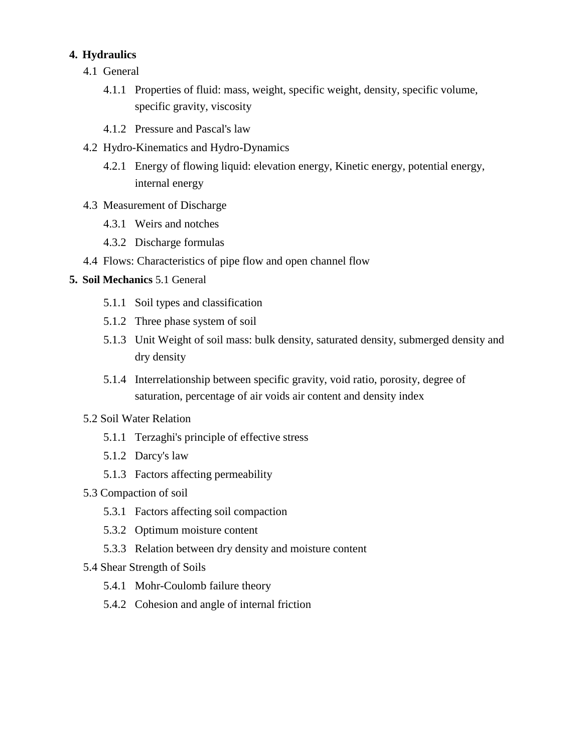4. **Hydraulics**
   - 4.1 General
     - 4.1.1 Properties of fluid: mass, weight, specific weight, density, specific volume, specific gravity, viscosity
     - 4.1.2 Pressure and Pascal's law
   - 4.2 Hydro-Kinematics and Hydro-Dynamics
     - 4.2.1 Energy of flowing liquid: elevation energy, Kinetic energy, potential energy, internal energy
   - 4.3 Measurement of Discharge
     - 4.3.1 Weirs and notches
     - 4.3.2 Discharge formulas
   - 4.4 Flows: Characteristics of pipe flow and open channel flow
5. **Soil Mechanics** 5.1 General
     - 5.1.1 Soil types and classification
     - 5.1.2 Three phase system of soil
     - 5.1.3 Unit Weight of soil mass: bulk density, saturated density, submerged density and dry density
     - 5.1.4 Interrelationship between specific gravity, void ratio, porosity, degree of saturation, percentage of air voids air content and density index
   - 5.2 Soil Water Relation
     - 5.1.1 Terzaghi's principle of effective stress
     - 5.1.2 Darcy's law
     - 5.1.3 Factors affecting permeability
   - 5.3 Compaction of soil
     - 5.3.1 Factors affecting soil compaction
     - 5.3.2 Optimum moisture content
     - 5.3.3 Relation between dry density and moisture content
   - 5.4 Shear Strength of Soils
     - 5.4.1 Mohr-Coulomb failure theory
     - 5.4.2 Cohesion and angle of internal friction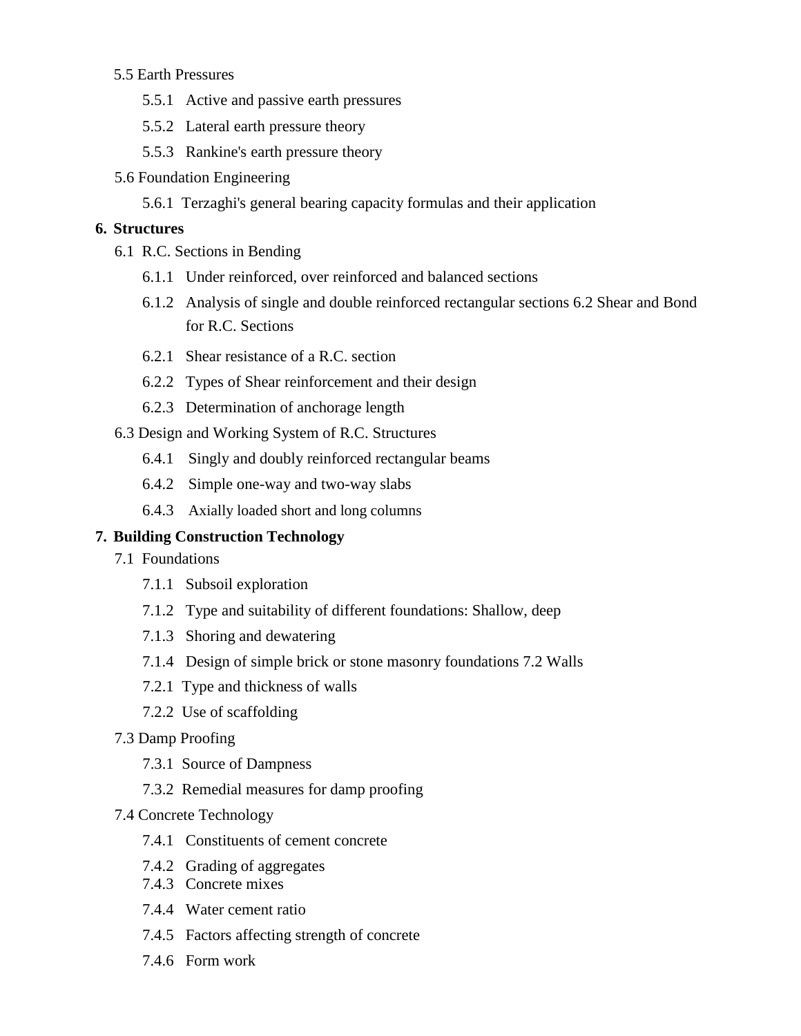5.5 Earth Pressures

- 5.5.1 Active and passive earth pressures
- 5.5.2 Lateral earth pressure theory
- 5.5.3 Rankine's earth pressure theory

5.6 Foundation Engineering

- 5.6.1 Terzaghi's general bearing capacity formulas and their application

**6. Structures**

6.1 R.C. Sections in Bending

- 6.1.1 Under reinforced, over reinforced and balanced sections
- 6.1.2 Analysis of single and double reinforced rectangular sections 6.2 Shear and Bond for R.C. Sections
- 6.2.1 Shear resistance of a R.C. section
- 6.2.2 Types of Shear reinforcement and their design
- 6.2.3 Determination of anchorage length

6.3 Design and Working System of R.C. Structures

- 6.4.1 Singly and doubly reinforced rectangular beams
- 6.4.2 Simple one-way and two-way slabs
- 6.4.3 Axially loaded short and long columns

**7. Building Construction Technology**

7.1 Foundations

- 7.1.1 Subsoil exploration
- 7.1.2 Type and suitability of different foundations: Shallow, deep
- 7.1.3 Shoring and dewatering
- 7.1.4 Design of simple brick or stone masonry foundations 7.2 Walls
- 7.2.1 Type and thickness of walls
- 7.2.2 Use of scaffolding

7.3 Damp Proofing

- 7.3.1 Source of Dampness
- 7.3.2 Remedial measures for damp proofing

7.4 Concrete Technology

- 7.4.1 Constituents of cement concrete
- 7.4.2 Grading of aggregates
- 7.4.3 Concrete mixes
- 7.4.4 Water cement ratio
- 7.4.5 Factors affecting strength of concrete
- 7.4.6 Form work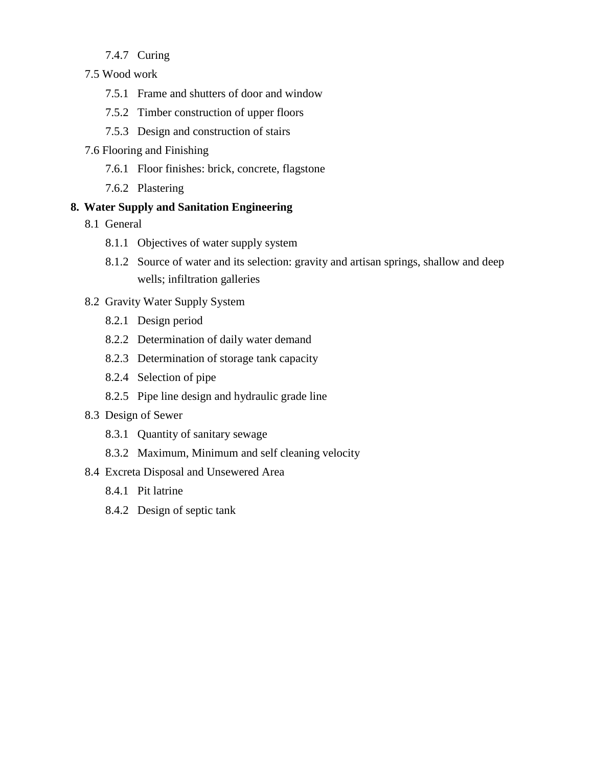- 7.4.7 Curing
- 7.5 Wood work
  - 7.5.1 Frame and shutters of door and window
  - 7.5.2 Timber construction of upper floors
  - 7.5.3 Design and construction of stairs
- 7.6 Flooring and Finishing
  - 7.6.1 Floor finishes: brick, concrete, flagstone
  - 7.6.2 Plastering

**8. Water Supply and Sanitation Engineering**

- 8.1 General
  - 8.1.1 Objectives of water supply system
  - 8.1.2 Source of water and its selection: gravity and artisan springs, shallow and deep wells; infiltration galleries
- 8.2 Gravity Water Supply System
  - 8.2.1 Design period
  - 8.2.2 Determination of daily water demand
  - 8.2.3 Determination of storage tank capacity
  - 8.2.4 Selection of pipe
  - 8.2.5 Pipe line design and hydraulic grade line
- 8.3 Design of Sewer
  - 8.3.1 Quantity of sanitary sewage
  - 8.3.2 Maximum, Minimum and self cleaning velocity
- 8.4 Excreta Disposal and Unsewered Area
  - 8.4.1 Pit latrine
  - 8.4.2 Design of septic tank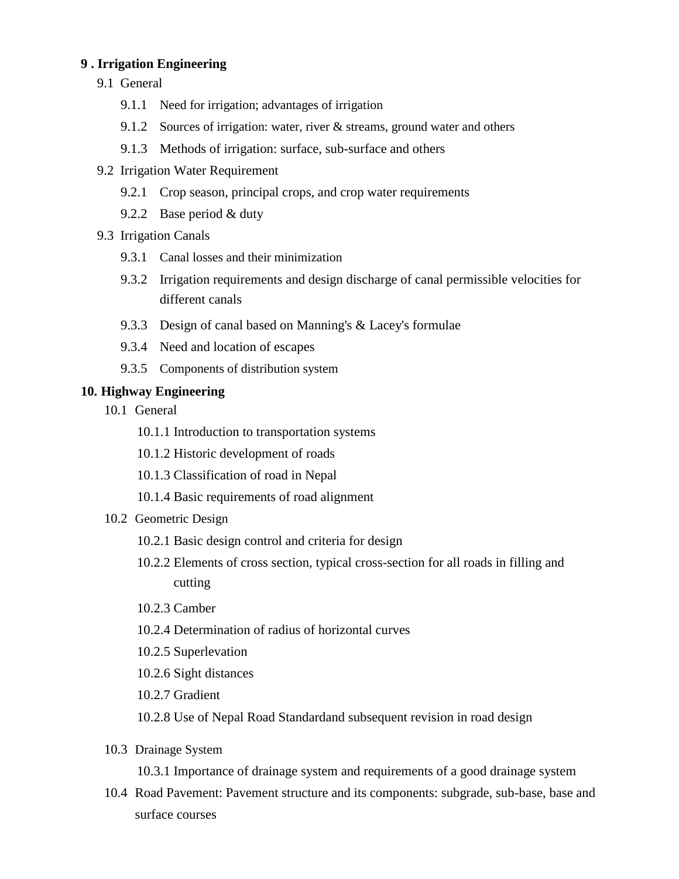**9 . Irrigation Engineering**

- 9.1 General
  - 9.1.1 Need for irrigation; advantages of irrigation
  - 9.1.2 Sources of irrigation: water, river & streams, ground water and others
  - 9.1.3 Methods of irrigation: surface, sub-surface and others
- 9.2 Irrigation Water Requirement
  - 9.2.1 Crop season, principal crops, and crop water requirements
  - 9.2.2 Base period & duty
- 9.3 Irrigation Canals
  - 9.3.1 Canal losses and their minimization
  - 9.3.2 Irrigation requirements and design discharge of canal permissible velocities for different canals
  - 9.3.3 Design of canal based on Manning's & Lacey's formulae
  - 9.3.4 Need and location of escapes
  - 9.3.5 Components of distribution system

**10. Highway Engineering**

- 10.1 General
  - 10.1.1 Introduction to transportation systems
  - 10.1.2 Historic development of roads
  - 10.1.3 Classification of road in Nepal
  - 10.1.4 Basic requirements of road alignment
- 10.2 Geometric Design
  - 10.2.1 Basic design control and criteria for design
  - 10.2.2 Elements of cross section, typical cross-section for all roads in filling and cutting
  - 10.2.3 Camber
  - 10.2.4 Determination of radius of horizontal curves
  - 10.2.5 Superlevation
  - 10.2.6 Sight distances
  - 10.2.7 Gradient
  - 10.2.8 Use of Nepal Road Standardand subsequent revision in road design
- 10.3 Drainage System
  - 10.3.1 Importance of drainage system and requirements of a good drainage system
- 10.4 Road Pavement: Pavement structure and its components: subgrade, sub-base, base and surface courses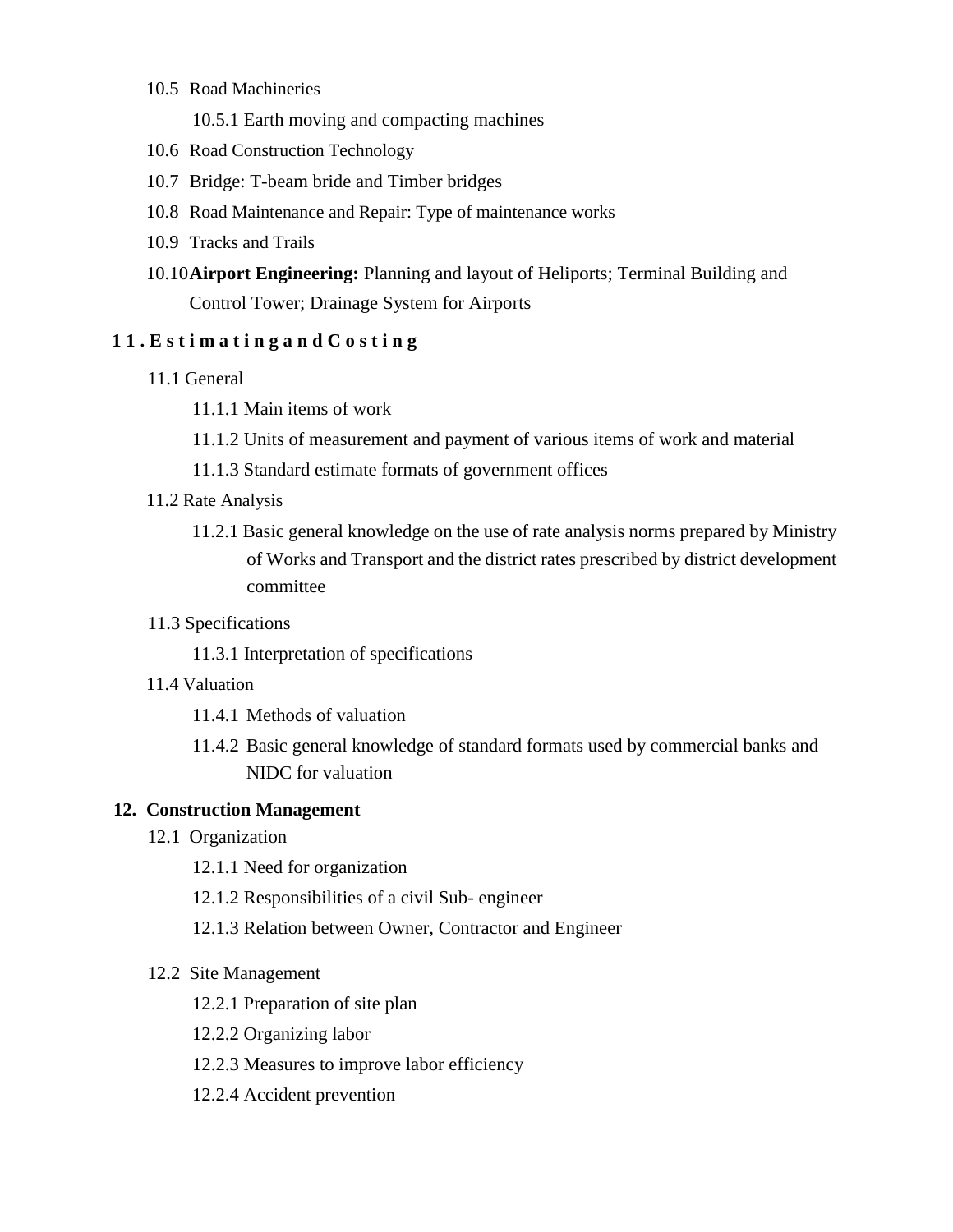- 10.5 Road Machineries
  - 10.5.1 Earth moving and compacting machines
- 10.6 Road Construction Technology
- 10.7 Bridge: T-beam bride and Timber bridges
- 10.8 Road Maintenance and Repair: Type of maintenance works
- 10.9 Tracks and Trails
- 10.10 **Airport Engineering:** Planning and layout of Heliports; Terminal Building and Control Tower; Drainage System for Airports

## 11. Estimating and Costing

- 11.1 General
  - 11.1.1 Main items of work
  - 11.1.2 Units of measurement and payment of various items of work and material
  - 11.1.3 Standard estimate formats of government offices
- 11.2 Rate Analysis
  - 11.2.1 Basic general knowledge on the use of rate analysis norms prepared by Ministry of Works and Transport and the district rates prescribed by district development committee
- 11.3 Specifications
  - 11.3.1 Interpretation of specifications
- 11.4 Valuation
  - 11.4.1 Methods of valuation
  - 11.4.2 Basic general knowledge of standard formats used by commercial banks and NIDC for valuation

## 12. Construction Management

- 12.1 Organization
  - 12.1.1 Need for organization
  - 12.1.2 Responsibilities of a civil Sub- engineer
  - 12.1.3 Relation between Owner, Contractor and Engineer
- 12.2 Site Management
  - 12.2.1 Preparation of site plan
  - 12.2.2 Organizing labor
  - 12.2.3 Measures to improve labor efficiency
  - 12.2.4 Accident prevention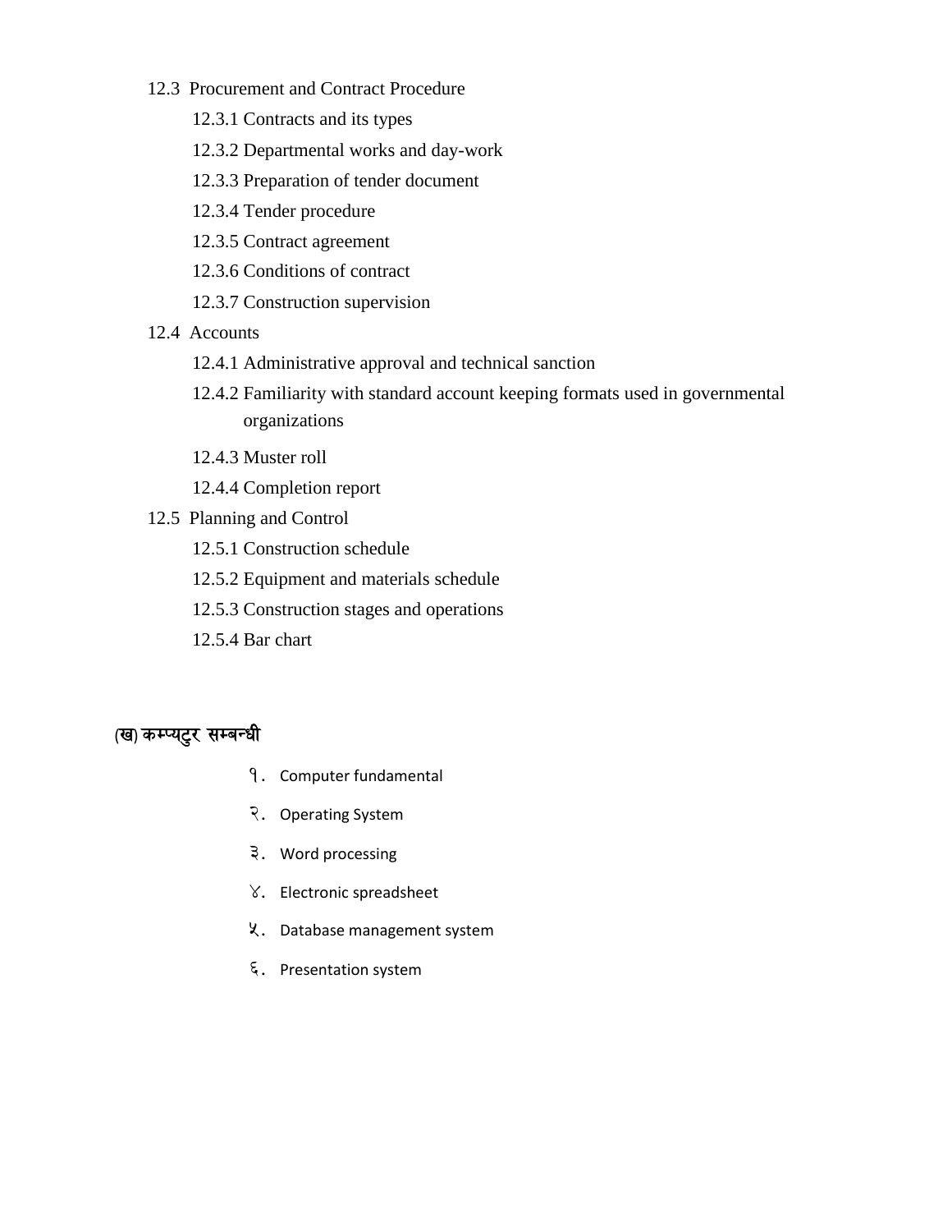- 12.3 Procurement and Contract Procedure
  - 12.3.1 Contracts and its types
  - 12.3.2 Departmental works and day-work
  - 12.3.3 Preparation of tender document
  - 12.3.4 Tender procedure
  - 12.3.5 Contract agreement
  - 12.3.6 Conditions of contract
  - 12.3.7 Construction supervision
- 12.4 Accounts
  - 12.4.1 Administrative approval and technical sanction
  - 12.4.2 Familiarity with standard account keeping formats used in governmental organizations
  - 12.4.3 Muster roll
  - 12.4.4 Completion report
- 12.5 Planning and Control
  - 12.5.1 Construction schedule
  - 12.5.2 Equipment and materials schedule
  - 12.5.3 Construction stages and operations
  - 12.5.4 Bar chart

## (ख) कम्प्युटर सम्बन्धी

१. Computer fundamental

२. Operating System

३. Word processing

४. Electronic spreadsheet

५. Database management system

६. Presentation system